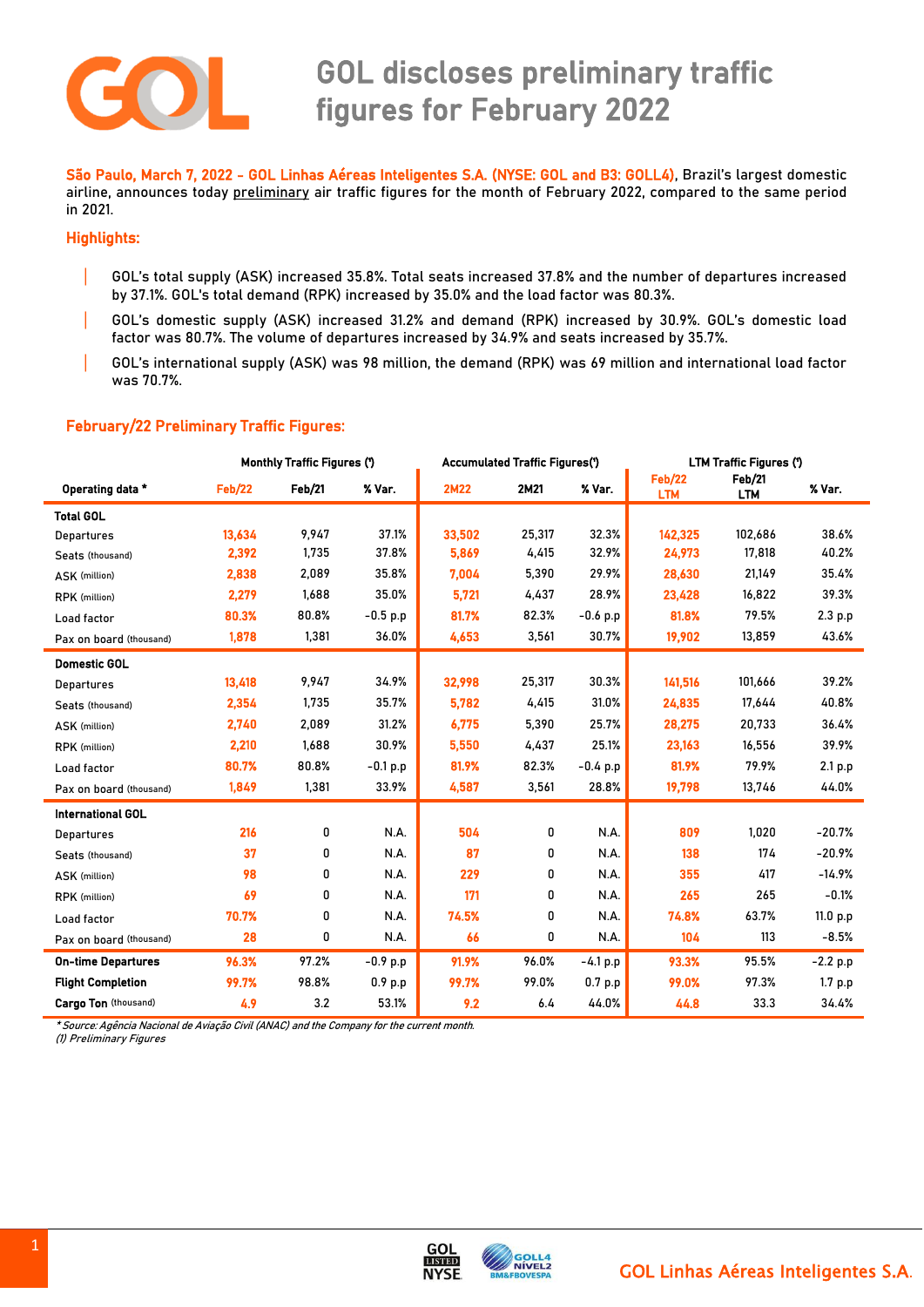# GOL discloses preliminary traffic figures for February 2022

**São Paulo, March 7, 2022 - GOL Linhas Aéreas Inteligentes S.A. (NYSE: GOL and B3: GOLL4)**, Brazil's largest domestic airline, announces today preliminary air traffic figures for the month of February 2022, compared to the same period in 2021.

## Highlights:

- GOL's total supply (ASK) increased 35.8%. Total seats increased 37.8% and the number of departures increased by 37.1%. GOL's total demand (RPK) increased by 35.0% and the load factor was 80.3%.
- GOL's domestic supply (ASK) increased 31.2% and demand (RPK) increased by 30.9%. GOL's domestic load factor was 80.7%. The volume of departures increased by 34.9% and seats increased by 35.7%.
- GOL's international supply (ASK) was 98 million, the demand (RPK) was 69 million and international load factor was 70.7%.

## February/22 Preliminary Traffic Figures:

| | Monthly Traffic Figures (¹) | | | Accumulated Traffic Figures(¹) | | | LTM Traffic Figures (¹) | | |
|---|---|---|---|---|---|---|---|---|---|
| **Operating data \*** | **Feb/22** | **Feb/21** | **% Var.** | **2M22** | **2M21** | **% Var.** | **Feb/22 LTM** | **Feb/21 LTM** | **% Var.** |
| **Total GOL** | | | | | | | | | |
| Departures | 13,634 | 9,947 | 37.1% | 33,502 | 25,317 | 32.3% | 142,325 | 102,686 | 38.6% |
| Seats (thousand) | 2,392 | 1,735 | 37.8% | 5,869 | 4,415 | 32.9% | 24,973 | 17,818 | 40.2% |
| ASK (million) | 2,838 | 2,089 | 35.8% | 7,004 | 5,390 | 29.9% | 28,630 | 21,149 | 35.4% |
| RPK (million) | 2,279 | 1,688 | 35.0% | 5,721 | 4,437 | 28.9% | 23,428 | 16,822 | 39.3% |
| Load factor | 80.3% | 80.8% | -0.5 p.p | 81.7% | 82.3% | -0.6 p.p | 81.8% | 79.5% | 2.3 p.p |
| Pax on board (thousand) | 1,878 | 1,381 | 36.0% | 4,653 | 3,561 | 30.7% | 19,902 | 13,859 | 43.6% |
| **Domestic GOL** | | | | | | | | | |
| Departures | 13,418 | 9,947 | 34.9% | 32,998 | 25,317 | 30.3% | 141,516 | 101,666 | 39.2% |
| Seats (thousand) | 2,354 | 1,735 | 35.7% | 5,782 | 4,415 | 31.0% | 24,835 | 17,644 | 40.8% |
| ASK (million) | 2,740 | 2,089 | 31.2% | 6,775 | 5,390 | 25.7% | 28,275 | 20,733 | 36.4% |
| RPK (million) | 2,210 | 1,688 | 30.9% | 5,550 | 4,437 | 25.1% | 23,163 | 16,556 | 39.9% |
| Load factor | 80.7% | 80.8% | -0.1 p.p | 81.9% | 82.3% | -0.4 p.p | 81.9% | 79.9% | 2.1 p.p |
| Pax on board (thousand) | 1,849 | 1,381 | 33.9% | 4,587 | 3,561 | 28.8% | 19,798 | 13,746 | 44.0% |
| **International GOL** | | | | | | | | | |
| Departures | 216 | 0 | N.A. | 504 | 0 | N.A. | 809 | 1,020 | -20.7% |
| Seats (thousand) | 37 | 0 | N.A. | 87 | 0 | N.A. | 138 | 174 | -20.9% |
| ASK (million) | 98 | 0 | N.A. | 229 | 0 | N.A. | 355 | 417 | -14.9% |
| RPK (million) | 69 | 0 | N.A. | 171 | 0 | N.A. | 265 | 265 | -0.1% |
| Load factor | 70.7% | 0 | N.A. | 74.5% | 0 | N.A. | 74.8% | 63.7% | 11.0 p.p |
| Pax on board (thousand) | 28 | 0 | N.A. | 66 | 0 | N.A. | 104 | 113 | -8.5% |
| **On-time Departures** | 96.3% | 97.2% | -0.9 p.p | 91.9% | 96.0% | -4.1 p.p | 93.3% | 95.5% | -2.2 p.p |
| **Flight Completion** | 99.7% | 98.8% | 0.9 p.p | 99.7% | 99.0% | 0.7 p.p | 99.0% | 97.3% | 1.7 p.p |
| **Cargo Ton** (thousand) | 4.9 | 3.2 | 53.1% | 9.2 | 6.4 | 44.0% | 44.8 | 33.3 | 34.4% |

*\* Source: Agência Nacional de Aviação Civil (ANAC) and the Company for the current month.*
*(1) Preliminary Figures*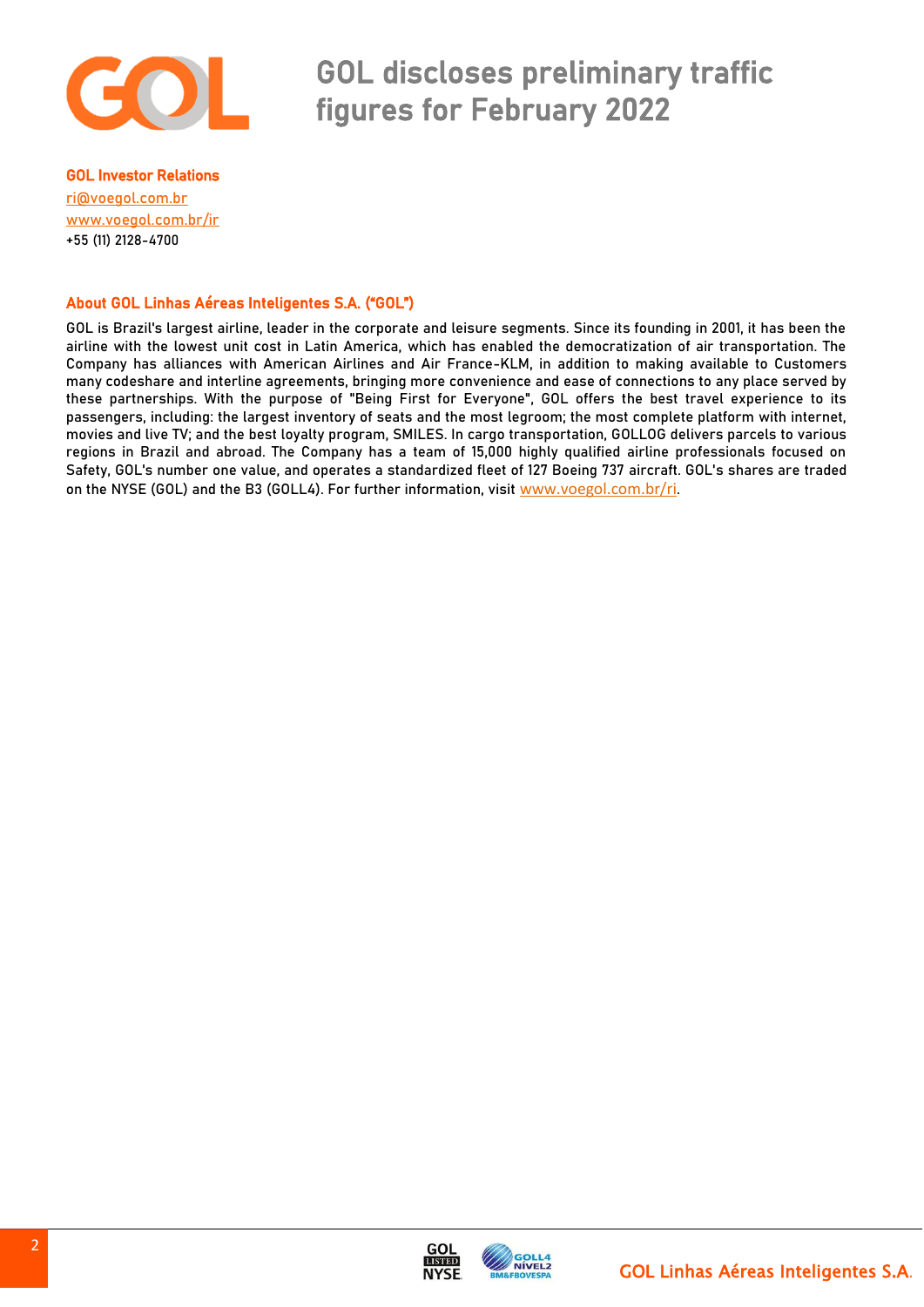# GOL discloses preliminary traffic figures for February 2022

**GOL Investor Relations**
ri@voegol.com.br
www.voegol.com.br/ir
+55 (11) 2128-4700

**About GOL Linhas Aéreas Inteligentes S.A. ("GOL")**

GOL is Brazil's largest airline, leader in the corporate and leisure segments. Since its founding in 2001, it has been the airline with the lowest unit cost in Latin America, which has enabled the democratization of air transportation. The Company has alliances with American Airlines and Air France-KLM, in addition to making available to Customers many codeshare and interline agreements, bringing more convenience and ease of connections to any place served by these partnerships. With the purpose of "Being First for Everyone", GOL offers the best travel experience to its passengers, including: the largest inventory of seats and the most legroom; the most complete platform with internet, movies and live TV; and the best loyalty program, SMILES. In cargo transportation, GOLLOG delivers parcels to various regions in Brazil and abroad. The Company has a team of 15,000 highly qualified airline professionals focused on Safety, GOL's number one value, and operates a standardized fleet of 127 Boeing 737 aircraft. GOL's shares are traded on the NYSE (GOL) and the B3 (GOLL4). For further information, visit www.voegol.com.br/ri.